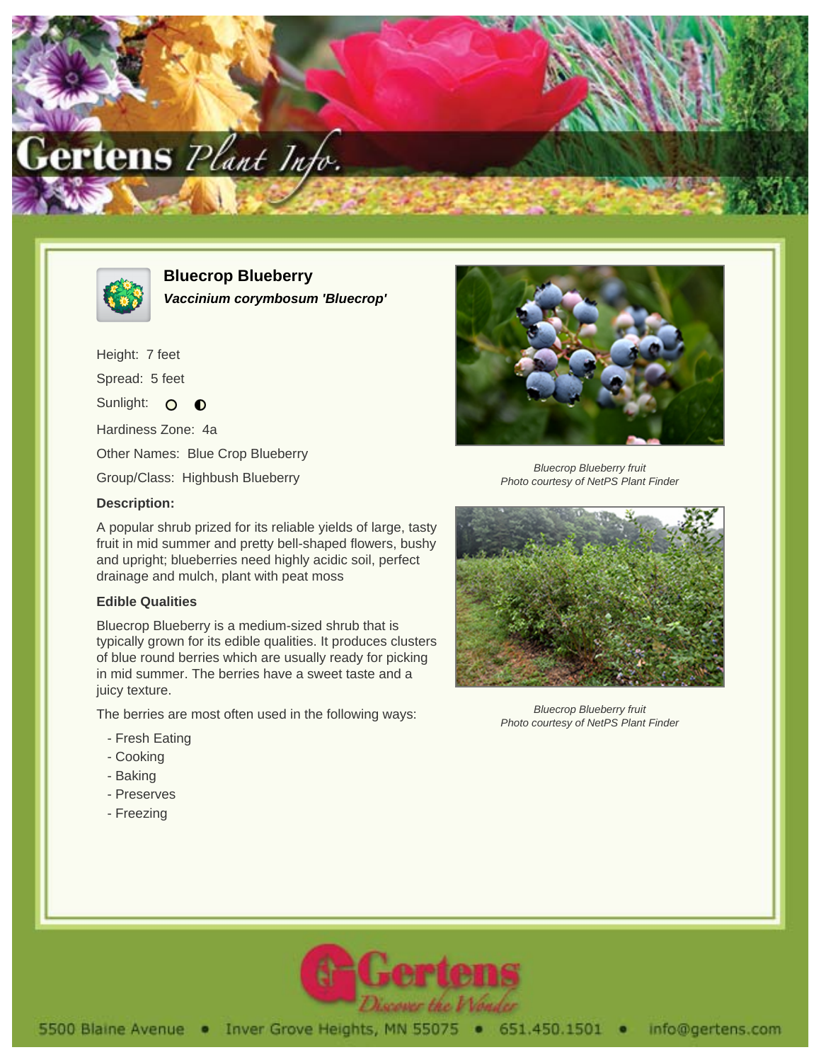# Bluecrop Blueberry

***Vaccinium corymbosum 'Bluecrop'***

Height: 7 feet

Spread: 5 feet

Sunlight:

Hardiness Zone: 4a

Other Names: Blue Crop Blueberry

Group/Class: Highbush Blueberry

**Description:**

A popular shrub prized for its reliable yields of large, tasty fruit in mid summer and pretty bell-shaped flowers, bushy and upright; blueberries need highly acidic soil, perfect drainage and mulch, plant with peat moss

**Edible Qualities**

Bluecrop Blueberry is a medium-sized shrub that is typically grown for its edible qualities. It produces clusters of blue round berries which are usually ready for picking in mid summer. The berries have a sweet taste and a juicy texture.

The berries are most often used in the following ways:

- Fresh Eating
- Cooking
- Baking
- Preserves
- Freezing

*Bluecrop Blueberry fruit*
*Photo courtesy of NetPS Plant Finder*

*Bluecrop Blueberry fruit*
*Photo courtesy of NetPS Plant Finder*

5500 Blaine Avenue • Inver Grove Heights, MN 55075 • 651.450.1501 • info@gertens.com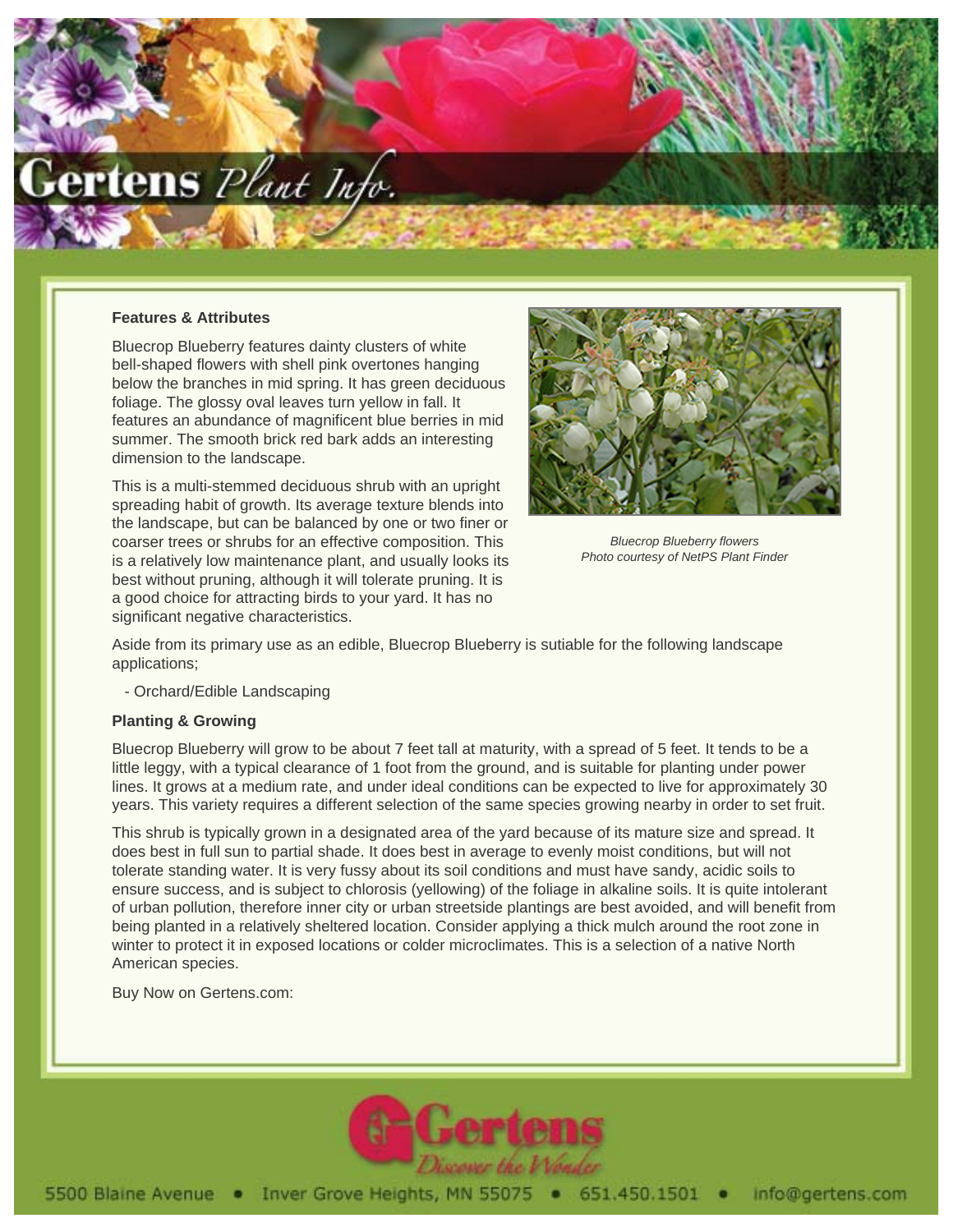## Features & Attributes

Bluecrop Blueberry features dainty clusters of white bell-shaped flowers with shell pink overtones hanging below the branches in mid spring. It has green deciduous foliage. The glossy oval leaves turn yellow in fall. It features an abundance of magnificent blue berries in mid summer. The smooth brick red bark adds an interesting dimension to the landscape.

This is a multi-stemmed deciduous shrub with an upright spreading habit of growth. Its average texture blends into the landscape, but can be balanced by one or two finer or coarser trees or shrubs for an effective composition. This is a relatively low maintenance plant, and usually looks its best without pruning, although it will tolerate pruning. It is a good choice for attracting birds to your yard. It has no significant negative characteristics.

*Bluecrop Blueberry flowers*
*Photo courtesy of NetPS Plant Finder*

Aside from its primary use as an edible, Bluecrop Blueberry is sutiable for the following landscape applications;

- Orchard/Edible Landscaping

## Planting & Growing

Bluecrop Blueberry will grow to be about 7 feet tall at maturity, with a spread of 5 feet. It tends to be a little leggy, with a typical clearance of 1 foot from the ground, and is suitable for planting under power lines. It grows at a medium rate, and under ideal conditions can be expected to live for approximately 30 years. This variety requires a different selection of the same species growing nearby in order to set fruit.

This shrub is typically grown in a designated area of the yard because of its mature size and spread. It does best in full sun to partial shade. It does best in average to evenly moist conditions, but will not tolerate standing water. It is very fussy about its soil conditions and must have sandy, acidic soils to ensure success, and is subject to chlorosis (yellowing) of the foliage in alkaline soils. It is quite intolerant of urban pollution, therefore inner city or urban streetside plantings are best avoided, and will benefit from being planted in a relatively sheltered location. Consider applying a thick mulch around the root zone in winter to protect it in exposed locations or colder microclimates. This is a selection of a native North American species.

Buy Now on Gertens.com:

5500 Blaine Avenue • Inver Grove Heights, MN 55075 • 651.450.1501 • info@gertens.com